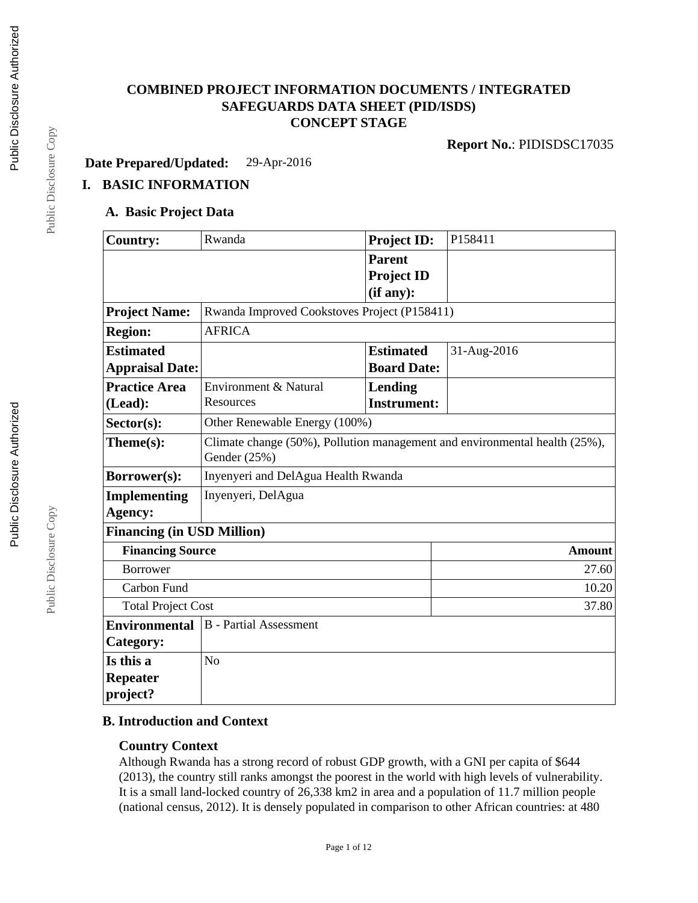# COMBINED PROJECT INFORMATION DOCUMENTS / INTEGRATED SAFEGUARDS DATA SHEET (PID/ISDS)
## CONCEPT STAGE

**Report No.**: PIDISDSC17035

**Date Prepared/Updated:** 29-Apr-2016

## I. BASIC INFORMATION

### A. Basic Project Data

| **Country:** | Rwanda | **Project ID:** | P158411 |
|---|---|---|---|
| | | **Parent Project ID (if any):** | |
| **Project Name:** | Rwanda Improved Cookstoves Project (P158411) | | |
| **Region:** | AFRICA | | |
| **Estimated Appraisal Date:** | | **Estimated Board Date:** | 31-Aug-2016 |
| **Practice Area (Lead):** | Environment & Natural Resources | **Lending Instrument:** | |
| **Sector(s):** | Other Renewable Energy (100%) | | |
| **Theme(s):** | Climate change (50%), Pollution management and environmental health (25%), Gender (25%) | | |
| **Borrower(s):** | Inyenyeri and DelAgua Health Rwanda | | |
| **Implementing Agency:** | Inyenyeri, DelAgua | | |

**Financing (in USD Million)**

| Financing Source | Amount |
|---|---|
| Borrower | 27.60 |
| Carbon Fund | 10.20 |
| Total Project Cost | 37.80 |

| **Environmental Category:** | B - Partial Assessment |
|---|---|
| **Is this a Repeater project?** | No |

### B. Introduction and Context

#### Country Context

Although Rwanda has a strong record of robust GDP growth, with a GNI per capita of $644 (2013), the country still ranks amongst the poorest in the world with high levels of vulnerability. It is a small land-locked country of 26,338 km2 in area and a population of 11.7 million people (national census, 2012). It is densely populated in comparison to other African countries: at 480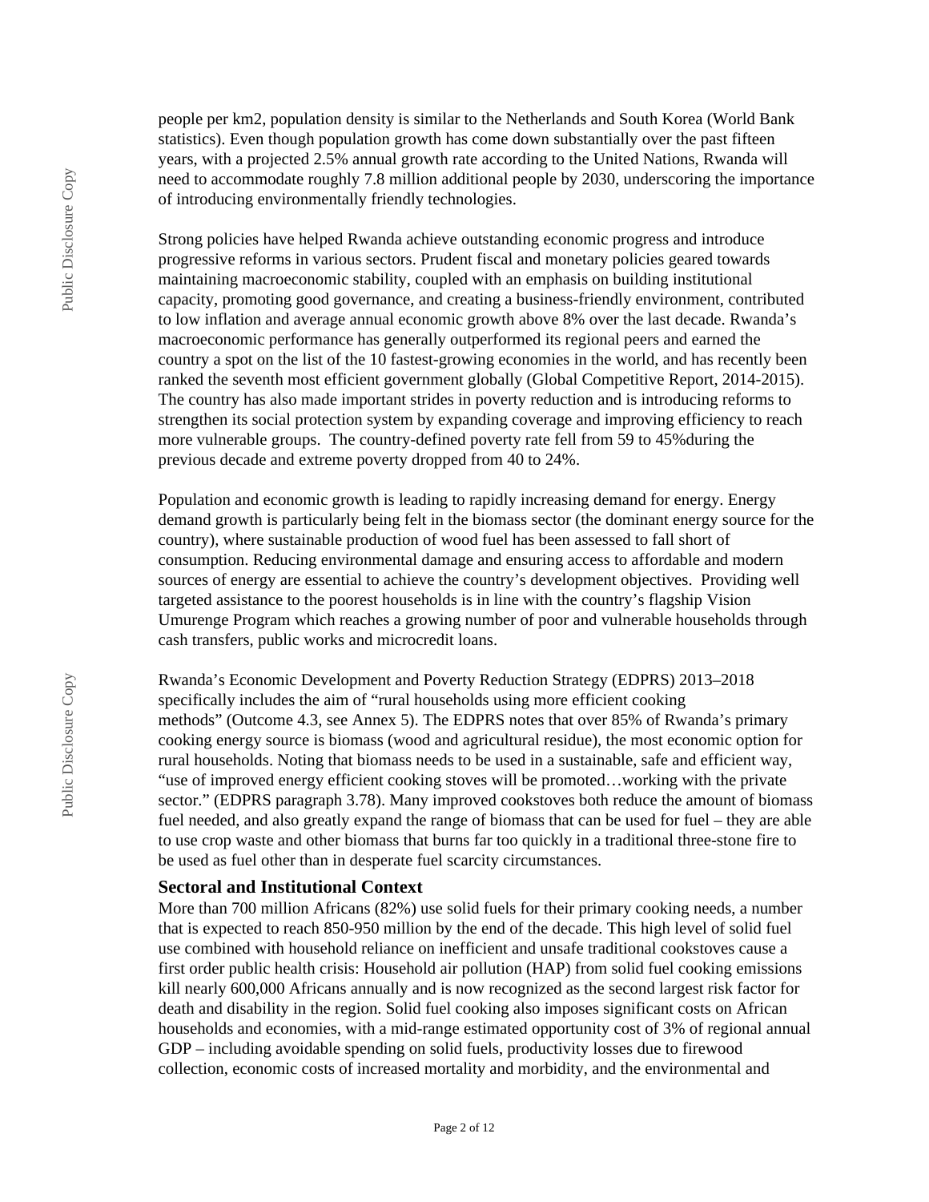people per km2, population density is similar to the Netherlands and South Korea (World Bank statistics). Even though population growth has come down substantially over the past fifteen years, with a projected 2.5% annual growth rate according to the United Nations, Rwanda will need to accommodate roughly 7.8 million additional people by 2030, underscoring the importance of introducing environmentally friendly technologies.

Strong policies have helped Rwanda achieve outstanding economic progress and introduce progressive reforms in various sectors. Prudent fiscal and monetary policies geared towards maintaining macroeconomic stability, coupled with an emphasis on building institutional capacity, promoting good governance, and creating a business-friendly environment, contributed to low inflation and average annual economic growth above 8% over the last decade. Rwanda's macroeconomic performance has generally outperformed its regional peers and earned the country a spot on the list of the 10 fastest-growing economies in the world, and has recently been ranked the seventh most efficient government globally (Global Competitive Report, 2014-2015). The country has also made important strides in poverty reduction and is introducing reforms to strengthen its social protection system by expanding coverage and improving efficiency to reach more vulnerable groups. The country-defined poverty rate fell from 59 to 45%during the previous decade and extreme poverty dropped from 40 to 24%.

Population and economic growth is leading to rapidly increasing demand for energy. Energy demand growth is particularly being felt in the biomass sector (the dominant energy source for the country), where sustainable production of wood fuel has been assessed to fall short of consumption. Reducing environmental damage and ensuring access to affordable and modern sources of energy are essential to achieve the country's development objectives. Providing well targeted assistance to the poorest households is in line with the country's flagship Vision Umurenge Program which reaches a growing number of poor and vulnerable households through cash transfers, public works and microcredit loans.

Rwanda's Economic Development and Poverty Reduction Strategy (EDPRS) 2013–2018 specifically includes the aim of "rural households using more efficient cooking methods" (Outcome 4.3, see Annex 5). The EDPRS notes that over 85% of Rwanda's primary cooking energy source is biomass (wood and agricultural residue), the most economic option for rural households. Noting that biomass needs to be used in a sustainable, safe and efficient way, "use of improved energy efficient cooking stoves will be promoted…working with the private sector." (EDPRS paragraph 3.78). Many improved cookstoves both reduce the amount of biomass fuel needed, and also greatly expand the range of biomass that can be used for fuel – they are able to use crop waste and other biomass that burns far too quickly in a traditional three-stone fire to be used as fuel other than in desperate fuel scarcity circumstances.

## Sectoral and Institutional Context

More than 700 million Africans (82%) use solid fuels for their primary cooking needs, a number that is expected to reach 850-950 million by the end of the decade. This high level of solid fuel use combined with household reliance on inefficient and unsafe traditional cookstoves cause a first order public health crisis: Household air pollution (HAP) from solid fuel cooking emissions kill nearly 600,000 Africans annually and is now recognized as the second largest risk factor for death and disability in the region. Solid fuel cooking also imposes significant costs on African households and economies, with a mid-range estimated opportunity cost of 3% of regional annual GDP – including avoidable spending on solid fuels, productivity losses due to firewood collection, economic costs of increased mortality and morbidity, and the environmental and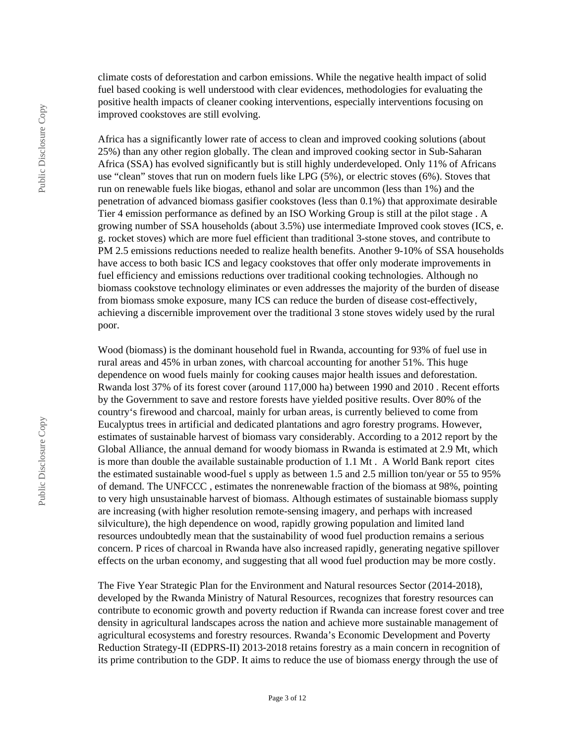climate costs of deforestation and carbon emissions. While the negative health impact of solid fuel based cooking is well understood with clear evidences, methodologies for evaluating the positive health impacts of cleaner cooking interventions, especially interventions focusing on improved cookstoves are still evolving.

Africa has a significantly lower rate of access to clean and improved cooking solutions (about 25%) than any other region globally. The clean and improved cooking sector in Sub-Saharan Africa (SSA) has evolved significantly but is still highly underdeveloped. Only 11% of Africans use "clean" stoves that run on modern fuels like LPG (5%), or electric stoves (6%). Stoves that run on renewable fuels like biogas, ethanol and solar are uncommon (less than 1%) and the penetration of advanced biomass gasifier cookstoves (less than 0.1%) that approximate desirable Tier 4 emission performance as defined by an ISO Working Group is still at the pilot stage . A growing number of SSA households (about 3.5%) use intermediate Improved cook stoves (ICS, e. g. rocket stoves) which are more fuel efficient than traditional 3-stone stoves, and contribute to PM 2.5 emissions reductions needed to realize health benefits. Another 9-10% of SSA households have access to both basic ICS and legacy cookstoves that offer only moderate improvements in fuel efficiency and emissions reductions over traditional cooking technologies. Although no biomass cookstove technology eliminates or even addresses the majority of the burden of disease from biomass smoke exposure, many ICS can reduce the burden of disease cost-effectively, achieving a discernible improvement over the traditional 3 stone stoves widely used by the rural poor.

Wood (biomass) is the dominant household fuel in Rwanda, accounting for 93% of fuel use in rural areas and 45% in urban zones, with charcoal accounting for another 51%. This huge dependence on wood fuels mainly for cooking causes major health issues and deforestation. Rwanda lost 37% of its forest cover (around 117,000 ha) between 1990 and 2010 . Recent efforts by the Government to save and restore forests have yielded positive results. Over 80% of the country's firewood and charcoal, mainly for urban areas, is currently believed to come from Eucalyptus trees in artificial and dedicated plantations and agro forestry programs. However, estimates of sustainable harvest of biomass vary considerably. According to a 2012 report by the Global Alliance, the annual demand for woody biomass in Rwanda is estimated at 2.9 Mt, which is more than double the available sustainable production of 1.1 Mt . A World Bank report cites the estimated sustainable wood-fuel s upply as between 1.5 and 2.5 million ton/year or 55 to 95% of demand. The UNFCCC , estimates the nonrenewable fraction of the biomass at 98%, pointing to very high unsustainable harvest of biomass. Although estimates of sustainable biomass supply are increasing (with higher resolution remote-sensing imagery, and perhaps with increased silviculture), the high dependence on wood, rapidly growing population and limited land resources undoubtedly mean that the sustainability of wood fuel production remains a serious concern. P rices of charcoal in Rwanda have also increased rapidly, generating negative spillover effects on the urban economy, and suggesting that all wood fuel production may be more costly.

The Five Year Strategic Plan for the Environment and Natural resources Sector (2014-2018), developed by the Rwanda Ministry of Natural Resources, recognizes that forestry resources can contribute to economic growth and poverty reduction if Rwanda can increase forest cover and tree density in agricultural landscapes across the nation and achieve more sustainable management of agricultural ecosystems and forestry resources. Rwanda's Economic Development and Poverty Reduction Strategy-II (EDPRS-II) 2013-2018 retains forestry as a main concern in recognition of its prime contribution to the GDP. It aims to reduce the use of biomass energy through the use of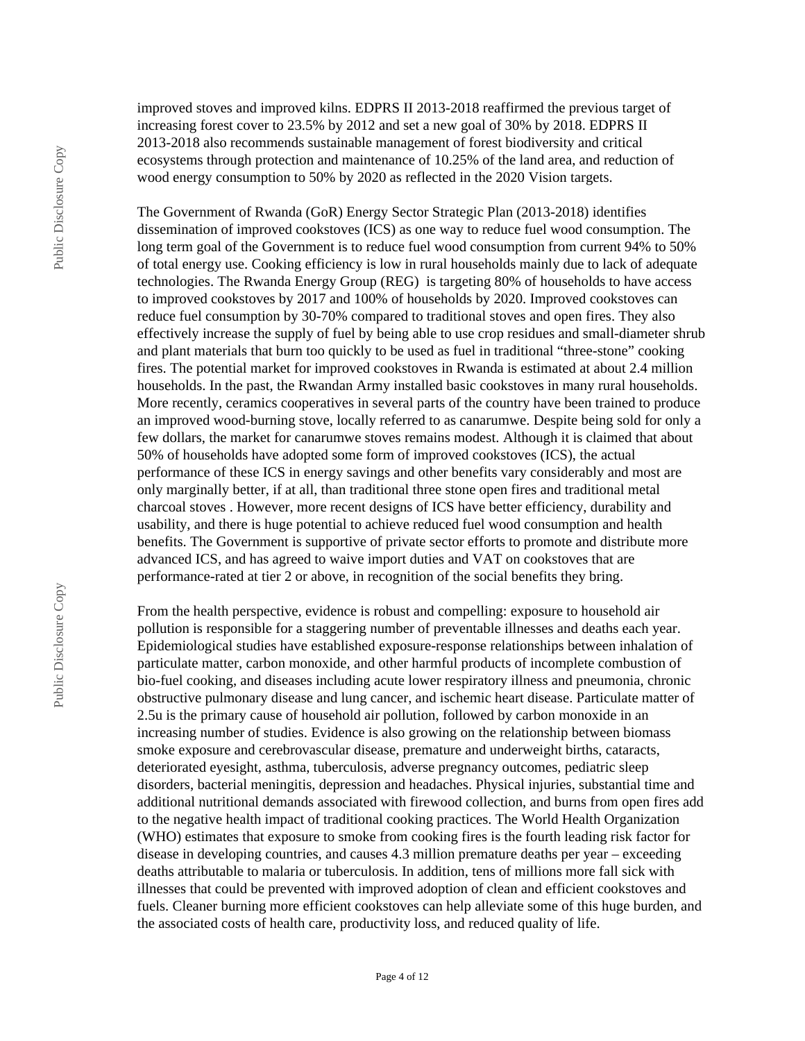improved stoves and improved kilns. EDPRS II 2013-2018 reaffirmed the previous target of increasing forest cover to 23.5% by 2012 and set a new goal of 30% by 2018. EDPRS II 2013-2018 also recommends sustainable management of forest biodiversity and critical ecosystems through protection and maintenance of 10.25% of the land area, and reduction of wood energy consumption to 50% by 2020 as reflected in the 2020 Vision targets.

The Government of Rwanda (GoR) Energy Sector Strategic Plan (2013-2018) identifies dissemination of improved cookstoves (ICS) as one way to reduce fuel wood consumption. The long term goal of the Government is to reduce fuel wood consumption from current 94% to 50% of total energy use. Cooking efficiency is low in rural households mainly due to lack of adequate technologies. The Rwanda Energy Group (REG) is targeting 80% of households to have access to improved cookstoves by 2017 and 100% of households by 2020. Improved cookstoves can reduce fuel consumption by 30-70% compared to traditional stoves and open fires. They also effectively increase the supply of fuel by being able to use crop residues and small-diameter shrub and plant materials that burn too quickly to be used as fuel in traditional "three-stone" cooking fires. The potential market for improved cookstoves in Rwanda is estimated at about 2.4 million households. In the past, the Rwandan Army installed basic cookstoves in many rural households. More recently, ceramics cooperatives in several parts of the country have been trained to produce an improved wood-burning stove, locally referred to as canarumwe. Despite being sold for only a few dollars, the market for canarumwe stoves remains modest. Although it is claimed that about 50% of households have adopted some form of improved cookstoves (ICS), the actual performance of these ICS in energy savings and other benefits vary considerably and most are only marginally better, if at all, than traditional three stone open fires and traditional metal charcoal stoves . However, more recent designs of ICS have better efficiency, durability and usability, and there is huge potential to achieve reduced fuel wood consumption and health benefits. The Government is supportive of private sector efforts to promote and distribute more advanced ICS, and has agreed to waive import duties and VAT on cookstoves that are performance-rated at tier 2 or above, in recognition of the social benefits they bring.

From the health perspective, evidence is robust and compelling: exposure to household air pollution is responsible for a staggering number of preventable illnesses and deaths each year. Epidemiological studies have established exposure-response relationships between inhalation of particulate matter, carbon monoxide, and other harmful products of incomplete combustion of bio-fuel cooking, and diseases including acute lower respiratory illness and pneumonia, chronic obstructive pulmonary disease and lung cancer, and ischemic heart disease. Particulate matter of 2.5u is the primary cause of household air pollution, followed by carbon monoxide in an increasing number of studies. Evidence is also growing on the relationship between biomass smoke exposure and cerebrovascular disease, premature and underweight births, cataracts, deteriorated eyesight, asthma, tuberculosis, adverse pregnancy outcomes, pediatric sleep disorders, bacterial meningitis, depression and headaches. Physical injuries, substantial time and additional nutritional demands associated with firewood collection, and burns from open fires add to the negative health impact of traditional cooking practices. The World Health Organization (WHO) estimates that exposure to smoke from cooking fires is the fourth leading risk factor for disease in developing countries, and causes 4.3 million premature deaths per year – exceeding deaths attributable to malaria or tuberculosis. In addition, tens of millions more fall sick with illnesses that could be prevented with improved adoption of clean and efficient cookstoves and fuels. Cleaner burning more efficient cookstoves can help alleviate some of this huge burden, and the associated costs of health care, productivity loss, and reduced quality of life.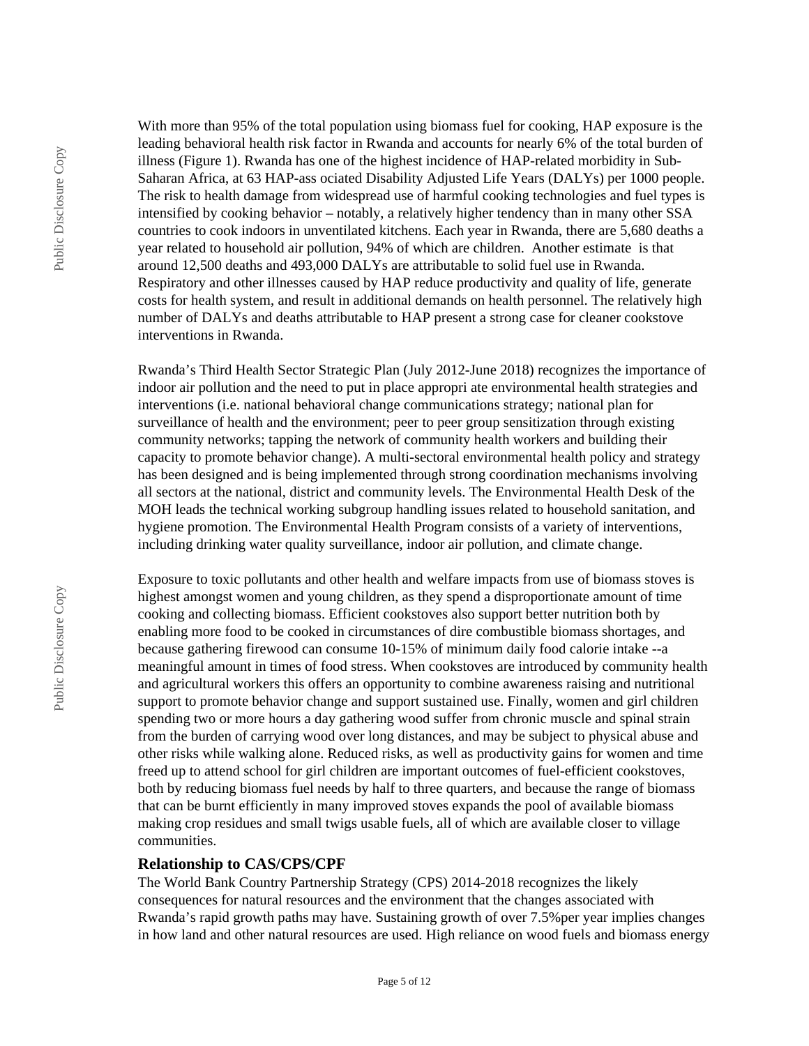With more than 95% of the total population using biomass fuel for cooking, HAP exposure is the leading behavioral health risk factor in Rwanda and accounts for nearly 6% of the total burden of illness (Figure 1). Rwanda has one of the highest incidence of HAP-related morbidity in Sub-Saharan Africa, at 63 HAP-ass ociated Disability Adjusted Life Years (DALYs) per 1000 people. The risk to health damage from widespread use of harmful cooking technologies and fuel types is intensified by cooking behavior – notably, a relatively higher tendency than in many other SSA countries to cook indoors in unventilated kitchens. Each year in Rwanda, there are 5,680 deaths a year related to household air pollution, 94% of which are children. Another estimate is that around 12,500 deaths and 493,000 DALYs are attributable to solid fuel use in Rwanda. Respiratory and other illnesses caused by HAP reduce productivity and quality of life, generate costs for health system, and result in additional demands on health personnel. The relatively high number of DALYs and deaths attributable to HAP present a strong case for cleaner cookstove interventions in Rwanda.

Rwanda's Third Health Sector Strategic Plan (July 2012-June 2018) recognizes the importance of indoor air pollution and the need to put in place appropri ate environmental health strategies and interventions (i.e. national behavioral change communications strategy; national plan for surveillance of health and the environment; peer to peer group sensitization through existing community networks; tapping the network of community health workers and building their capacity to promote behavior change). A multi-sectoral environmental health policy and strategy has been designed and is being implemented through strong coordination mechanisms involving all sectors at the national, district and community levels. The Environmental Health Desk of the MOH leads the technical working subgroup handling issues related to household sanitation, and hygiene promotion. The Environmental Health Program consists of a variety of interventions, including drinking water quality surveillance, indoor air pollution, and climate change.

Exposure to toxic pollutants and other health and welfare impacts from use of biomass stoves is highest amongst women and young children, as they spend a disproportionate amount of time cooking and collecting biomass. Efficient cookstoves also support better nutrition both by enabling more food to be cooked in circumstances of dire combustible biomass shortages, and because gathering firewood can consume 10-15% of minimum daily food calorie intake --a meaningful amount in times of food stress. When cookstoves are introduced by community health and agricultural workers this offers an opportunity to combine awareness raising and nutritional support to promote behavior change and support sustained use. Finally, women and girl children spending two or more hours a day gathering wood suffer from chronic muscle and spinal strain from the burden of carrying wood over long distances, and may be subject to physical abuse and other risks while walking alone. Reduced risks, as well as productivity gains for women and time freed up to attend school for girl children are important outcomes of fuel-efficient cookstoves, both by reducing biomass fuel needs by half to three quarters, and because the range of biomass that can be burnt efficiently in many improved stoves expands the pool of available biomass making crop residues and small twigs usable fuels, all of which are available closer to village communities.

### Relationship to CAS/CPS/CPF

The World Bank Country Partnership Strategy (CPS) 2014-2018 recognizes the likely consequences for natural resources and the environment that the changes associated with Rwanda's rapid growth paths may have. Sustaining growth of over 7.5%per year implies changes in how land and other natural resources are used. High reliance on wood fuels and biomass energy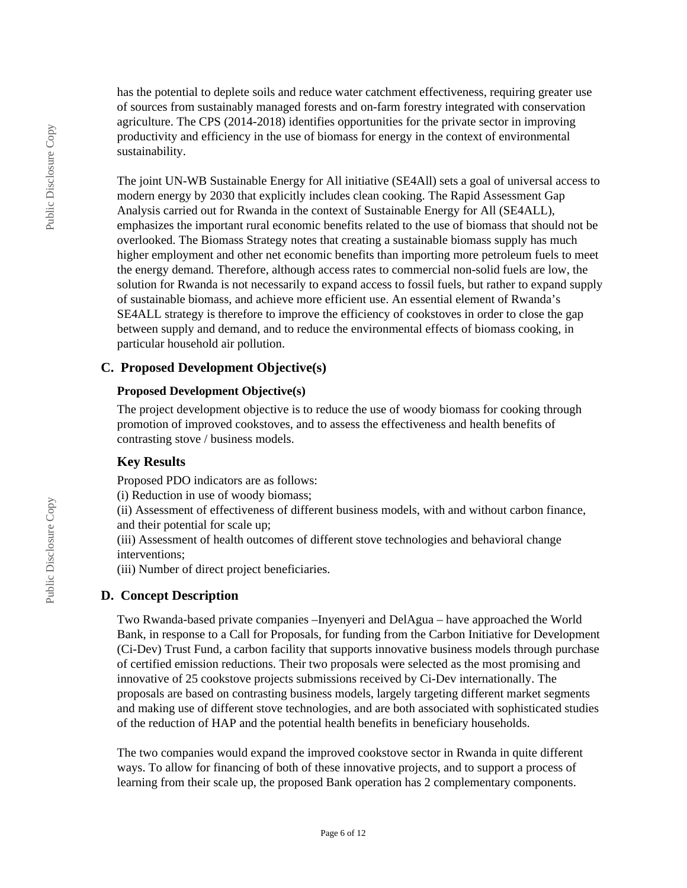has the potential to deplete soils and reduce water catchment effectiveness, requiring greater use of sources from sustainably managed forests and on-farm forestry integrated with conservation agriculture. The CPS (2014-2018) identifies opportunities for the private sector in improving productivity and efficiency in the use of biomass for energy in the context of environmental sustainability.

The joint UN-WB Sustainable Energy for All initiative (SE4All) sets a goal of universal access to modern energy by 2030 that explicitly includes clean cooking. The Rapid Assessment Gap Analysis carried out for Rwanda in the context of Sustainable Energy for All (SE4ALL), emphasizes the important rural economic benefits related to the use of biomass that should not be overlooked. The Biomass Strategy notes that creating a sustainable biomass supply has much higher employment and other net economic benefits than importing more petroleum fuels to meet the energy demand. Therefore, although access rates to commercial non-solid fuels are low, the solution for Rwanda is not necessarily to expand access to fossil fuels, but rather to expand supply of sustainable biomass, and achieve more efficient use. An essential element of Rwanda's SE4ALL strategy is therefore to improve the efficiency of cookstoves in order to close the gap between supply and demand, and to reduce the environmental effects of biomass cooking, in particular household air pollution.

## C. Proposed Development Objective(s)

### Proposed Development Objective(s)

The project development objective is to reduce the use of woody biomass for cooking through promotion of improved cookstoves, and to assess the effectiveness and health benefits of contrasting stove / business models.

### Key Results

Proposed PDO indicators are as follows:

(i) Reduction in use of woody biomass;

(ii) Assessment of effectiveness of different business models, with and without carbon finance, and their potential for scale up;

(iii) Assessment of health outcomes of different stove technologies and behavioral change interventions;

(iii) Number of direct project beneficiaries.

## D. Concept Description

Two Rwanda-based private companies –Inyenyeri and DelAgua – have approached the World Bank, in response to a Call for Proposals, for funding from the Carbon Initiative for Development (Ci-Dev) Trust Fund, a carbon facility that supports innovative business models through purchase of certified emission reductions. Their two proposals were selected as the most promising and innovative of 25 cookstove projects submissions received by Ci-Dev internationally. The proposals are based on contrasting business models, largely targeting different market segments and making use of different stove technologies, and are both associated with sophisticated studies of the reduction of HAP and the potential health benefits in beneficiary households.

The two companies would expand the improved cookstove sector in Rwanda in quite different ways. To allow for financing of both of these innovative projects, and to support a process of learning from their scale up, the proposed Bank operation has 2 complementary components.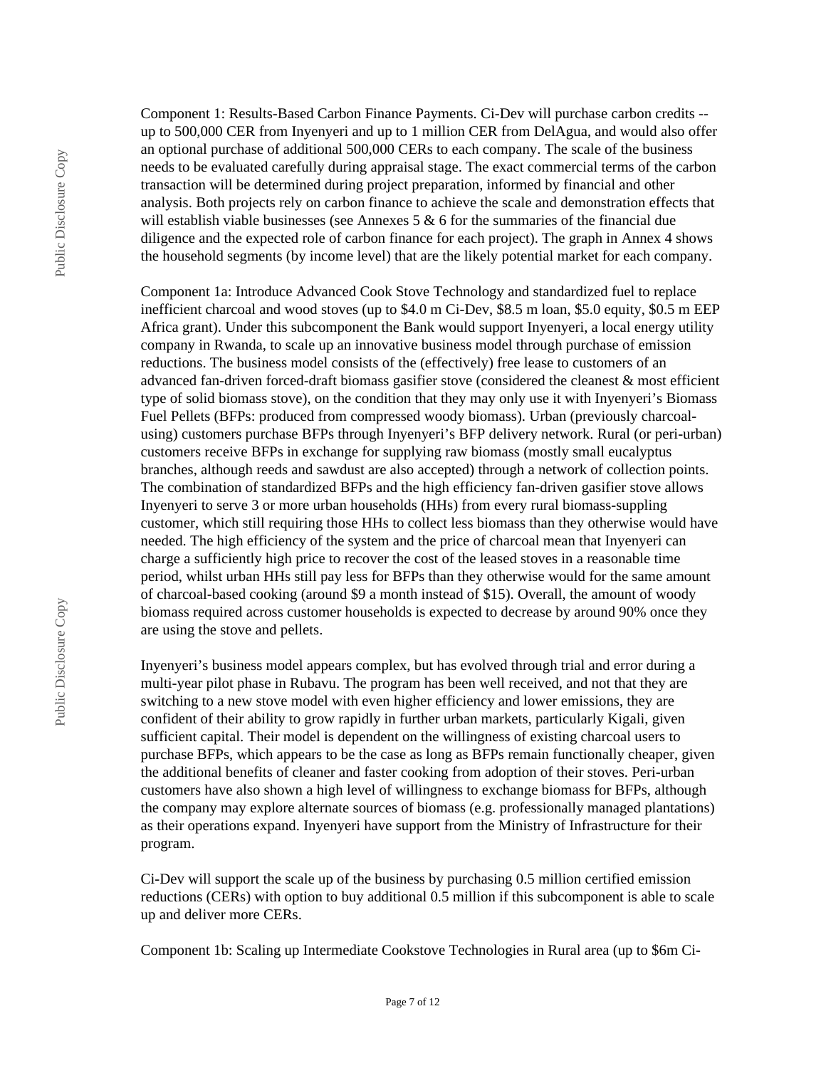Component 1: Results-Based Carbon Finance Payments. Ci-Dev will purchase carbon credits -- up to 500,000 CER from Inyenyeri and up to 1 million CER from DelAgua, and would also offer an optional purchase of additional 500,000 CERs to each company. The scale of the business needs to be evaluated carefully during appraisal stage. The exact commercial terms of the carbon transaction will be determined during project preparation, informed by financial and other analysis. Both projects rely on carbon finance to achieve the scale and demonstration effects that will establish viable businesses (see Annexes 5 & 6 for the summaries of the financial due diligence and the expected role of carbon finance for each project). The graph in Annex 4 shows the household segments (by income level) that are the likely potential market for each company.

Component 1a: Introduce Advanced Cook Stove Technology and standardized fuel to replace inefficient charcoal and wood stoves (up to $4.0 m Ci-Dev, $8.5 m loan, $5.0 equity, $0.5 m EEP Africa grant). Under this subcomponent the Bank would support Inyenyeri, a local energy utility company in Rwanda, to scale up an innovative business model through purchase of emission reductions. The business model consists of the (effectively) free lease to customers of an advanced fan-driven forced-draft biomass gasifier stove (considered the cleanest & most efficient type of solid biomass stove), on the condition that they may only use it with Inyenyeri's Biomass Fuel Pellets (BFPs: produced from compressed woody biomass). Urban (previously charcoal-using) customers purchase BFPs through Inyenyeri's BFP delivery network. Rural (or peri-urban) customers receive BFPs in exchange for supplying raw biomass (mostly small eucalyptus branches, although reeds and sawdust are also accepted) through a network of collection points. The combination of standardized BFPs and the high efficiency fan-driven gasifier stove allows Inyenyeri to serve 3 or more urban households (HHs) from every rural biomass-suppling customer, which still requiring those HHs to collect less biomass than they otherwise would have needed. The high efficiency of the system and the price of charcoal mean that Inyenyeri can charge a sufficiently high price to recover the cost of the leased stoves in a reasonable time period, whilst urban HHs still pay less for BFPs than they otherwise would for the same amount of charcoal-based cooking (around $9 a month instead of $15). Overall, the amount of woody biomass required across customer households is expected to decrease by around 90% once they are using the stove and pellets.

Inyenyeri's business model appears complex, but has evolved through trial and error during a multi-year pilot phase in Rubavu. The program has been well received, and not that they are switching to a new stove model with even higher efficiency and lower emissions, they are confident of their ability to grow rapidly in further urban markets, particularly Kigali, given sufficient capital. Their model is dependent on the willingness of existing charcoal users to purchase BFPs, which appears to be the case as long as BFPs remain functionally cheaper, given the additional benefits of cleaner and faster cooking from adoption of their stoves. Peri-urban customers have also shown a high level of willingness to exchange biomass for BFPs, although the company may explore alternate sources of biomass (e.g. professionally managed plantations) as their operations expand. Inyenyeri have support from the Ministry of Infrastructure for their program.

Ci-Dev will support the scale up of the business by purchasing 0.5 million certified emission reductions (CERs) with option to buy additional 0.5 million if this subcomponent is able to scale up and deliver more CERs.

Component 1b: Scaling up Intermediate Cookstove Technologies in Rural area (up to $6m Ci-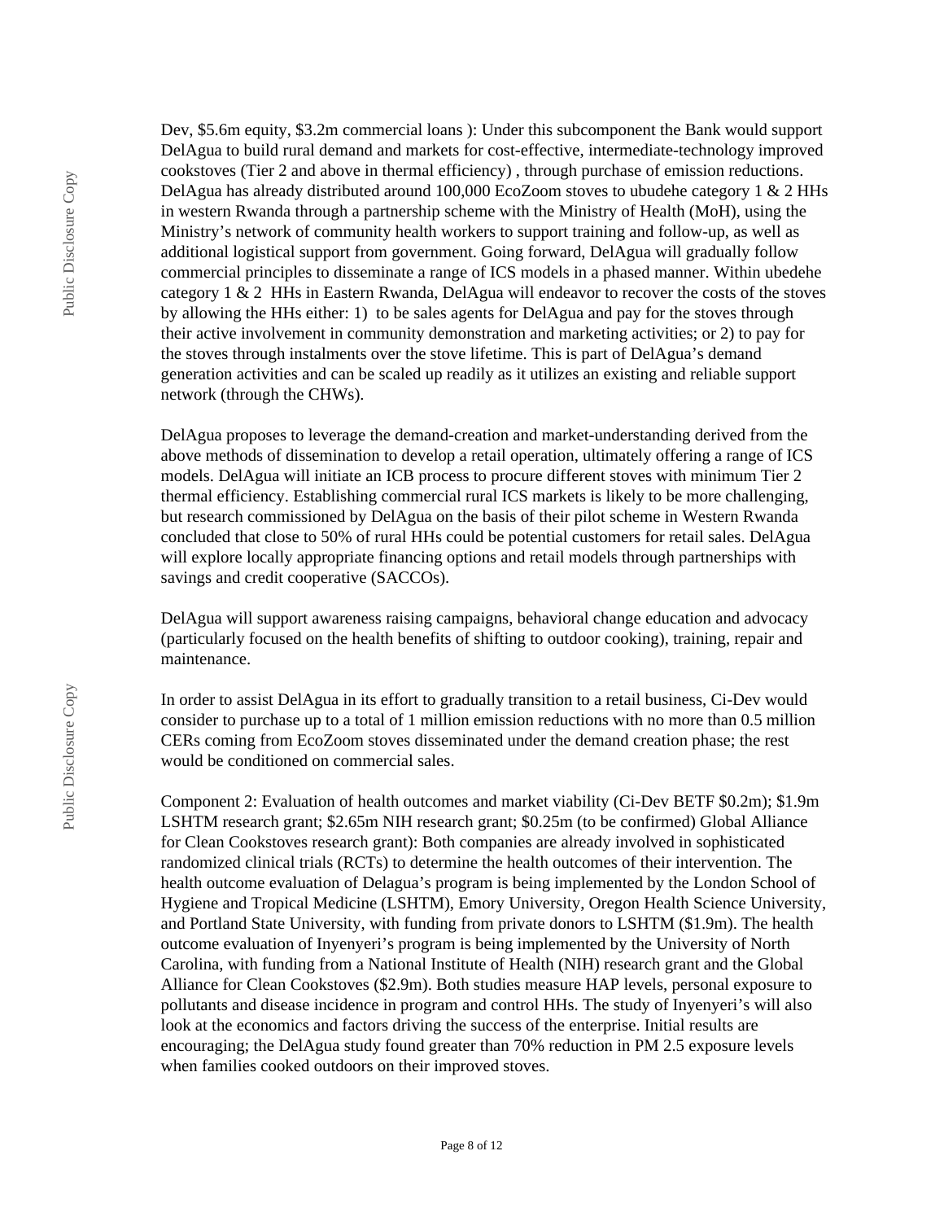Dev, \$5.6m equity, \$3.2m commercial loans ): Under this subcomponent the Bank would support DelAgua to build rural demand and markets for cost-effective, intermediate-technology improved cookstoves (Tier 2 and above in thermal efficiency) , through purchase of emission reductions. DelAgua has already distributed around 100,000 EcoZoom stoves to ubudehe category 1 & 2 HHs in western Rwanda through a partnership scheme with the Ministry of Health (MoH), using the Ministry's network of community health workers to support training and follow-up, as well as additional logistical support from government. Going forward, DelAgua will gradually follow commercial principles to disseminate a range of ICS models in a phased manner. Within ubedehe category 1 & 2 HHs in Eastern Rwanda, DelAgua will endeavor to recover the costs of the stoves by allowing the HHs either: 1) to be sales agents for DelAgua and pay for the stoves through their active involvement in community demonstration and marketing activities; or 2) to pay for the stoves through instalments over the stove lifetime. This is part of DelAgua's demand generation activities and can be scaled up readily as it utilizes an existing and reliable support network (through the CHWs).

DelAgua proposes to leverage the demand-creation and market-understanding derived from the above methods of dissemination to develop a retail operation, ultimately offering a range of ICS models. DelAgua will initiate an ICB process to procure different stoves with minimum Tier 2 thermal efficiency. Establishing commercial rural ICS markets is likely to be more challenging, but research commissioned by DelAgua on the basis of their pilot scheme in Western Rwanda concluded that close to 50% of rural HHs could be potential customers for retail sales. DelAgua will explore locally appropriate financing options and retail models through partnerships with savings and credit cooperative (SACCOs).

DelAgua will support awareness raising campaigns, behavioral change education and advocacy (particularly focused on the health benefits of shifting to outdoor cooking), training, repair and maintenance.

In order to assist DelAgua in its effort to gradually transition to a retail business, Ci-Dev would consider to purchase up to a total of 1 million emission reductions with no more than 0.5 million CERs coming from EcoZoom stoves disseminated under the demand creation phase; the rest would be conditioned on commercial sales.

Component 2: Evaluation of health outcomes and market viability (Ci-Dev BETF \$0.2m); \$1.9m LSHTM research grant; \$2.65m NIH research grant; \$0.25m (to be confirmed) Global Alliance for Clean Cookstoves research grant): Both companies are already involved in sophisticated randomized clinical trials (RCTs) to determine the health outcomes of their intervention. The health outcome evaluation of Delagua's program is being implemented by the London School of Hygiene and Tropical Medicine (LSHTM), Emory University, Oregon Health Science University, and Portland State University, with funding from private donors to LSHTM (\$1.9m). The health outcome evaluation of Inyenyeri's program is being implemented by the University of North Carolina, with funding from a National Institute of Health (NIH) research grant and the Global Alliance for Clean Cookstoves (\$2.9m). Both studies measure HAP levels, personal exposure to pollutants and disease incidence in program and control HHs. The study of Inyenyeri's will also look at the economics and factors driving the success of the enterprise. Initial results are encouraging; the DelAgua study found greater than 70% reduction in PM 2.5 exposure levels when families cooked outdoors on their improved stoves.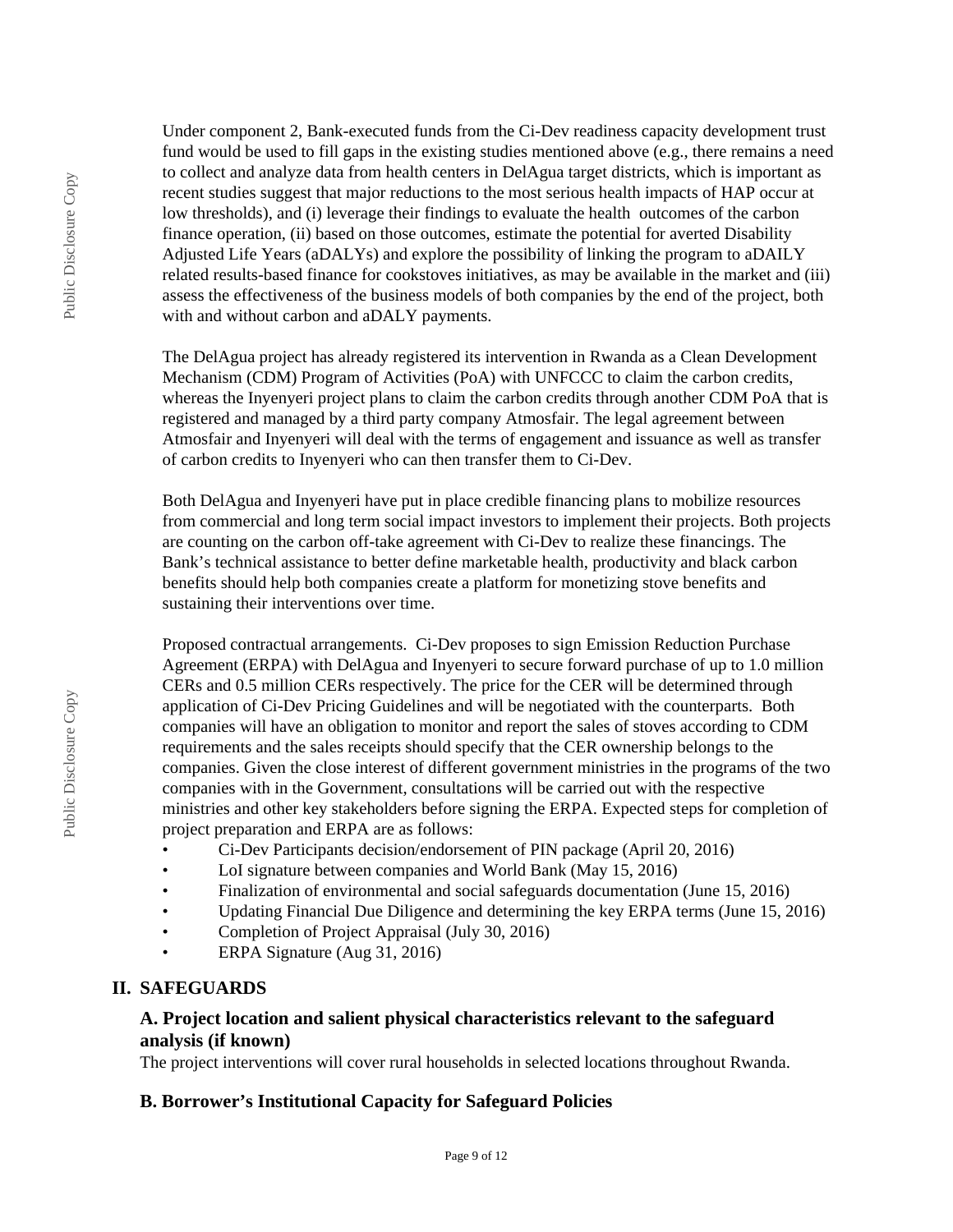Under component 2, Bank-executed funds from the Ci-Dev readiness capacity development trust fund would be used to fill gaps in the existing studies mentioned above (e.g., there remains a need to collect and analyze data from health centers in DelAgua target districts, which is important as recent studies suggest that major reductions to the most serious health impacts of HAP occur at low thresholds), and (i) leverage their findings to evaluate the health outcomes of the carbon finance operation, (ii) based on those outcomes, estimate the potential for averted Disability Adjusted Life Years (aDALYs) and explore the possibility of linking the program to aDAILY related results-based finance for cookstoves initiatives, as may be available in the market and (iii) assess the effectiveness of the business models of both companies by the end of the project, both with and without carbon and aDALY payments.

The DelAgua project has already registered its intervention in Rwanda as a Clean Development Mechanism (CDM) Program of Activities (PoA) with UNFCCC to claim the carbon credits, whereas the Inyenyeri project plans to claim the carbon credits through another CDM PoA that is registered and managed by a third party company Atmosfair. The legal agreement between Atmosfair and Inyenyeri will deal with the terms of engagement and issuance as well as transfer of carbon credits to Inyenyeri who can then transfer them to Ci-Dev.

Both DelAgua and Inyenyeri have put in place credible financing plans to mobilize resources from commercial and long term social impact investors to implement their projects. Both projects are counting on the carbon off-take agreement with Ci-Dev to realize these financings. The Bank's technical assistance to better define marketable health, productivity and black carbon benefits should help both companies create a platform for monetizing stove benefits and sustaining their interventions over time.

Proposed contractual arrangements. Ci-Dev proposes to sign Emission Reduction Purchase Agreement (ERPA) with DelAgua and Inyenyeri to secure forward purchase of up to 1.0 million CERs and 0.5 million CERs respectively. The price for the CER will be determined through application of Ci-Dev Pricing Guidelines and will be negotiated with the counterparts. Both companies will have an obligation to monitor and report the sales of stoves according to CDM requirements and the sales receipts should specify that the CER ownership belongs to the companies. Given the close interest of different government ministries in the programs of the two companies with in the Government, consultations will be carried out with the respective ministries and other key stakeholders before signing the ERPA. Expected steps for completion of project preparation and ERPA are as follows:

- Ci-Dev Participants decision/endorsement of PIN package (April 20, 2016)
- LoI signature between companies and World Bank (May 15, 2016)
- Finalization of environmental and social safeguards documentation (June 15, 2016)
- Updating Financial Due Diligence and determining the key ERPA terms (June 15, 2016)
- Completion of Project Appraisal (July 30, 2016)
- ERPA Signature (Aug 31, 2016)

## II. SAFEGUARDS

### A. Project location and salient physical characteristics relevant to the safeguard analysis (if known)

The project interventions will cover rural households in selected locations throughout Rwanda.

### B. Borrower's Institutional Capacity for Safeguard Policies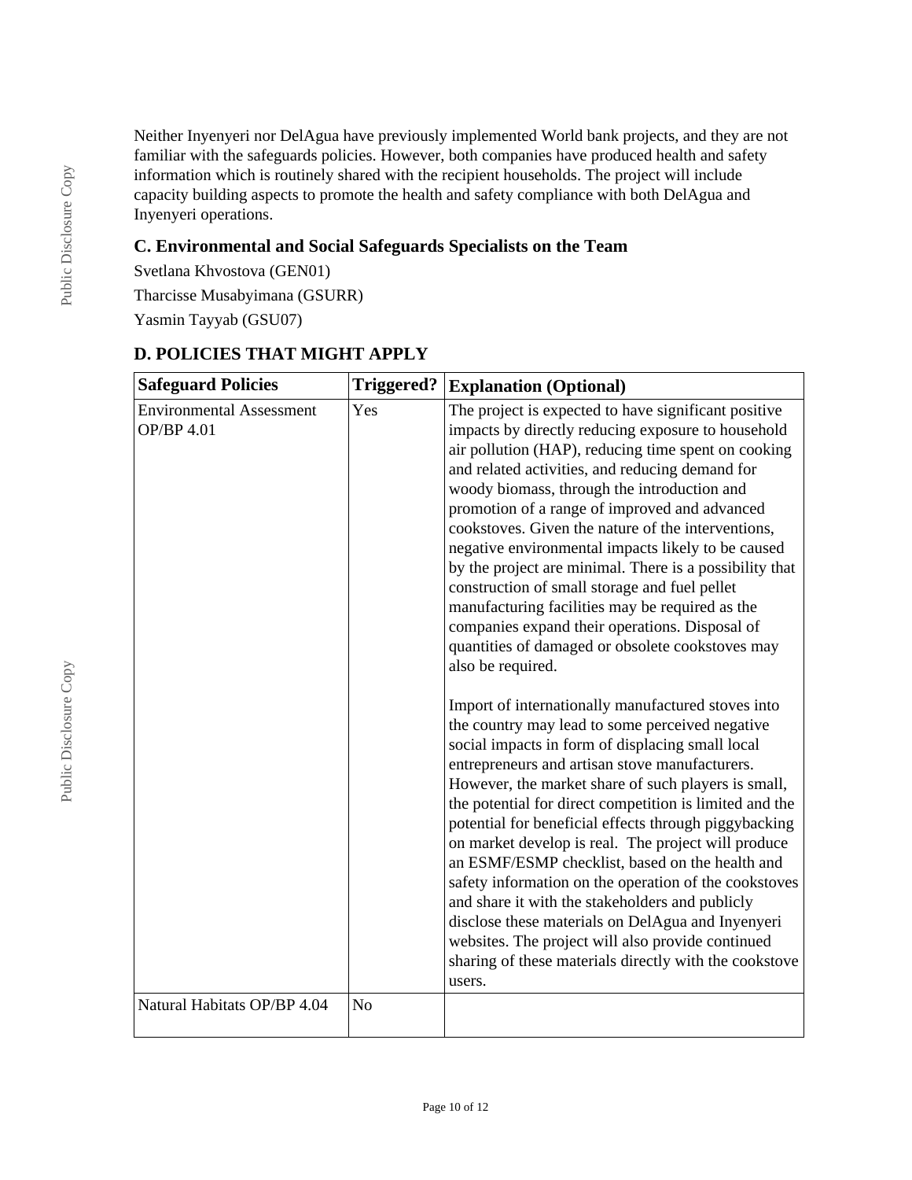Neither Inyenyeri nor DelAgua have previously implemented World bank projects, and they are not familiar with the safeguards policies. However, both companies have produced health and safety information which is routinely shared with the recipient households. The project will include capacity building aspects to promote the health and safety compliance with both DelAgua and Inyenyeri operations.

## C. Environmental and Social Safeguards Specialists on the Team

Svetlana Khvostova (GEN01)

Tharcisse Musabyimana (GSURR)

Yasmin Tayyab (GSU07)

## D. POLICIES THAT MIGHT APPLY

| Safeguard Policies | Triggered? | Explanation (Optional) |
| --- | --- | --- |
| Environmental Assessment OP/BP 4.01 | Yes | The project is expected to have significant positive impacts by directly reducing exposure to household air pollution (HAP), reducing time spent on cooking and related activities, and reducing demand for woody biomass, through the introduction and promotion of a range of improved and advanced cookstoves. Given the nature of the interventions, negative environmental impacts likely to be caused by the project are minimal. There is a possibility that construction of small storage and fuel pellet manufacturing facilities may be required as the companies expand their operations. Disposal of quantities of damaged or obsolete cookstoves may also be required.<br><br>Import of internationally manufactured stoves into the country may lead to some perceived negative social impacts in form of displacing small local entrepreneurs and artisan stove manufacturers. However, the market share of such players is small, the potential for direct competition is limited and the potential for beneficial effects through piggybacking on market develop is real. The project will produce an ESMF/ESMP checklist, based on the health and safety information on the operation of the cookstoves and share it with the stakeholders and publicly disclose these materials on DelAgua and Inyenyeri websites. The project will also provide continued sharing of these materials directly with the cookstove users. |
| Natural Habitats OP/BP 4.04 | No | |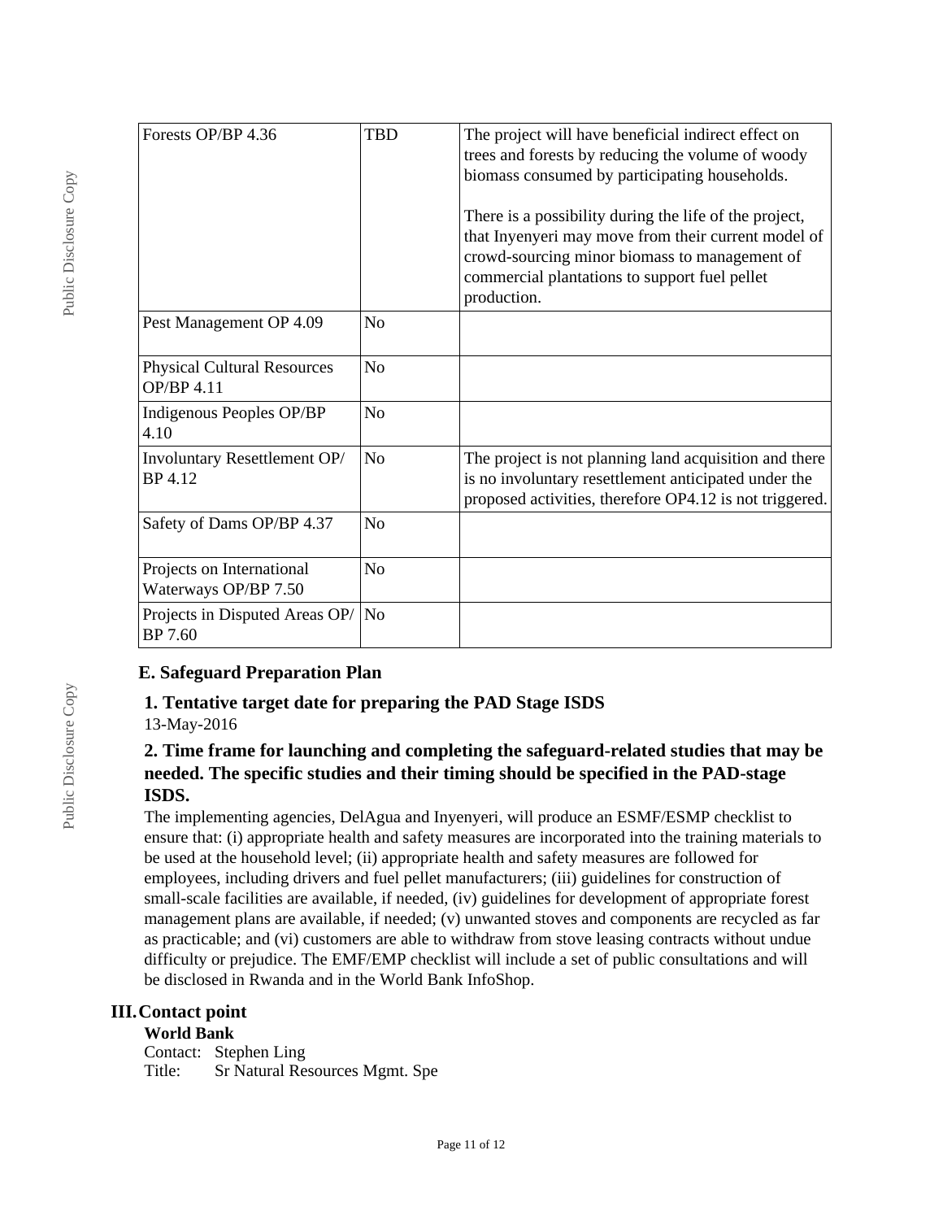| | | |
|---|---|---|
| Forests OP/BP 4.36 | TBD | The project will have beneficial indirect effect on trees and forests by reducing the volume of woody biomass consumed by participating households.<br><br>There is a possibility during the life of the project, that Inyenyeri may move from their current model of crowd-sourcing minor biomass to management of commercial plantations to support fuel pellet production. |
| Pest Management OP 4.09 | No | |
| Physical Cultural Resources OP/BP 4.11 | No | |
| Indigenous Peoples OP/BP 4.10 | No | |
| Involuntary Resettlement OP/BP 4.12 | No | The project is not planning land acquisition and there is no involuntary resettlement anticipated under the proposed activities, therefore OP4.12 is not triggered. |
| Safety of Dams OP/BP 4.37 | No | |
| Projects on International Waterways OP/BP 7.50 | No | |
| Projects in Disputed Areas OP/BP 7.60 | No | |

### E. Safeguard Preparation Plan

#### 1. Tentative target date for preparing the PAD Stage ISDS

13-May-2016

#### 2. Time frame for launching and completing the safeguard-related studies that may be needed. The specific studies and their timing should be specified in the PAD-stage ISDS.

The implementing agencies, DelAgua and Inyenyeri, will produce an ESMF/ESMP checklist to ensure that: (i) appropriate health and safety measures are incorporated into the training materials to be used at the household level; (ii) appropriate health and safety measures are followed for employees, including drivers and fuel pellet manufacturers; (iii) guidelines for construction of small-scale facilities are available, if needed, (iv) guidelines for development of appropriate forest management plans are available, if needed; (v) unwanted stoves and components are recycled as far as practicable; and (vi) customers are able to withdraw from stove leasing contracts without undue difficulty or prejudice. The EMF/EMP checklist will include a set of public consultations and will be disclosed in Rwanda and in the World Bank InfoShop.

## III. Contact point

**World Bank**

Contact: Stephen Ling
Title: Sr Natural Resources Mgmt. Spe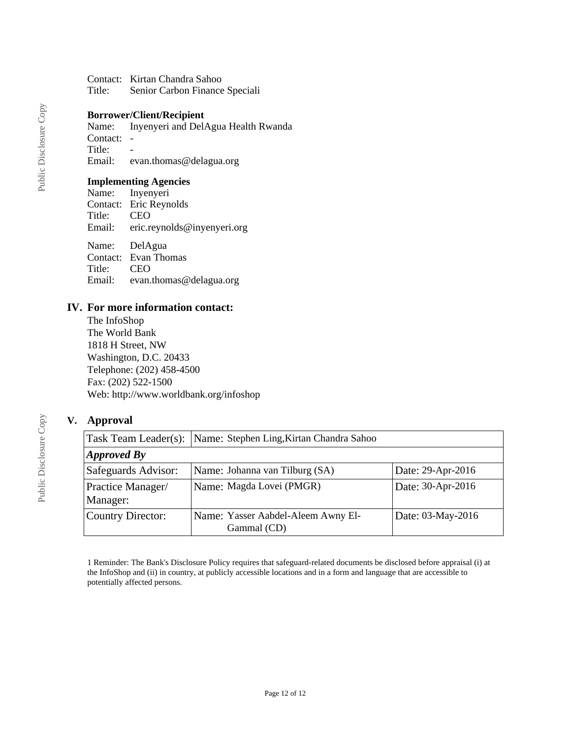Contact: Kirtan Chandra Sahoo
Title: Senior Carbon Finance Speciali

**Borrower/Client/Recipient**
Name: Inyenyeri and DelAgua Health Rwanda
Contact: -
Title: -
Email: evan.thomas@delagua.org

**Implementing Agencies**
Name: Inyenyeri
Contact: Eric Reynolds
Title: CEO
Email: eric.reynolds@inyenyeri.org

Name: DelAgua
Contact: Evan Thomas
Title: CEO
Email: evan.thomas@delagua.org

## IV. For more information contact:

The InfoShop
The World Bank
1818 H Street, NW
Washington, D.C. 20433
Telephone: (202) 458-4500
Fax: (202) 522-1500
Web: http://www.worldbank.org/infoshop

## V. Approval

| | | |
|---|---|---|
| Task Team Leader(s): | Name: Stephen Ling,Kirtan Chandra Sahoo | |
| ***Approved By*** | | |
| Safeguards Advisor: | Name: Johanna van Tilburg (SA) | Date: 29-Apr-2016 |
| Practice Manager/ Manager: | Name: Magda Lovei (PMGR) | Date: 30-Apr-2016 |
| Country Director: | Name: Yasser Aabdel-Aleem Awny El-Gammal (CD) | Date: 03-May-2016 |

1 Reminder: The Bank's Disclosure Policy requires that safeguard-related documents be disclosed before appraisal (i) at the InfoShop and (ii) in country, at publicly accessible locations and in a form and language that are accessible to potentially affected persons.